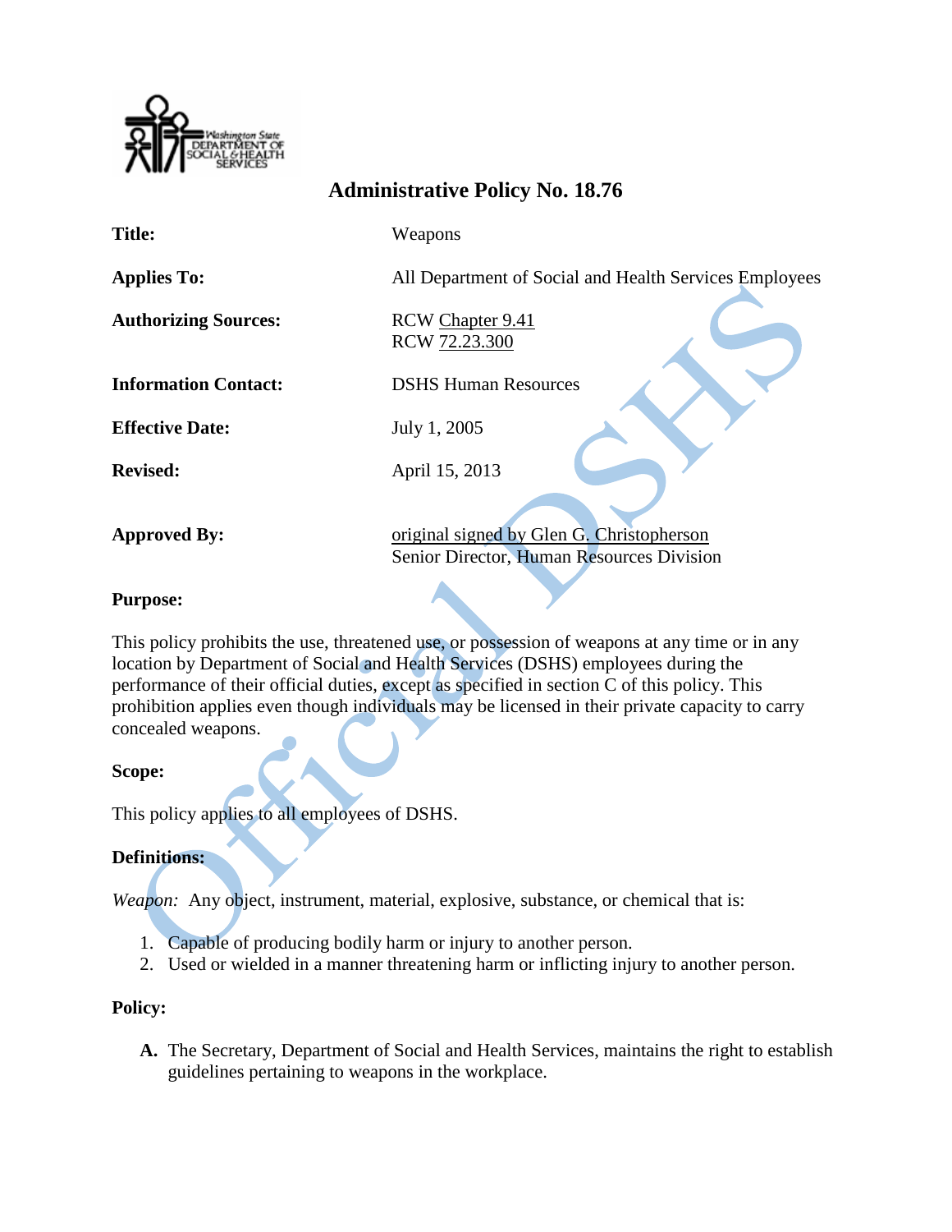# Administrative Policy No. 18.76

| | |
|---|---|
| **Title:** | Weapons |
| **Applies To:** | All Department of Social and Health Services Employees |
| **Authorizing Sources:** | RCW Chapter 9.41<br>RCW 72.23.300 |
| **Information Contact:** | DSHS Human Resources |
| **Effective Date:** | July 1, 2005 |
| **Revised:** | April 15, 2013 |
| **Approved By:** | original signed by Glen G. Christopherson<br>Senior Director, Human Resources Division |

**Purpose:**

This policy prohibits the use, threatened use, or possession of weapons at any time or in any location by Department of Social and Health Services (DSHS) employees during the performance of their official duties, except as specified in section C of this policy. This prohibition applies even though individuals may be licensed in their private capacity to carry concealed weapons.

**Scope:**

This policy applies to all employees of DSHS.

**Definitions:**

*Weapon:* Any object, instrument, material, explosive, substance, or chemical that is:

1. Capable of producing bodily harm or injury to another person.
2. Used or wielded in a manner threatening harm or inflicting injury to another person.

**Policy:**

**A.** The Secretary, Department of Social and Health Services, maintains the right to establish guidelines pertaining to weapons in the workplace.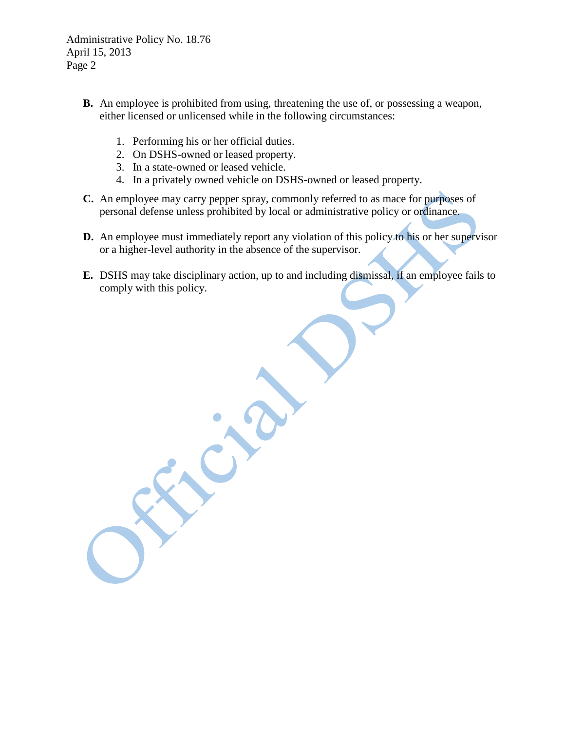B. An employee is prohibited from using, threatening the use of, or possessing a weapon, either licensed or unlicensed while in the following circumstances:

  1. Performing his or her official duties.
  2. On DSHS-owned or leased property.
  3. In a state-owned or leased vehicle.
  4. In a privately owned vehicle on DSHS-owned or leased property.

C. An employee may carry pepper spray, commonly referred to as mace for purposes of personal defense unless prohibited by local or administrative policy or ordinance.

D. An employee must immediately report any violation of this policy to his or her supervisor or a higher-level authority in the absence of the supervisor.

E. DSHS may take disciplinary action, up to and including dismissal, if an employee fails to comply with this policy.